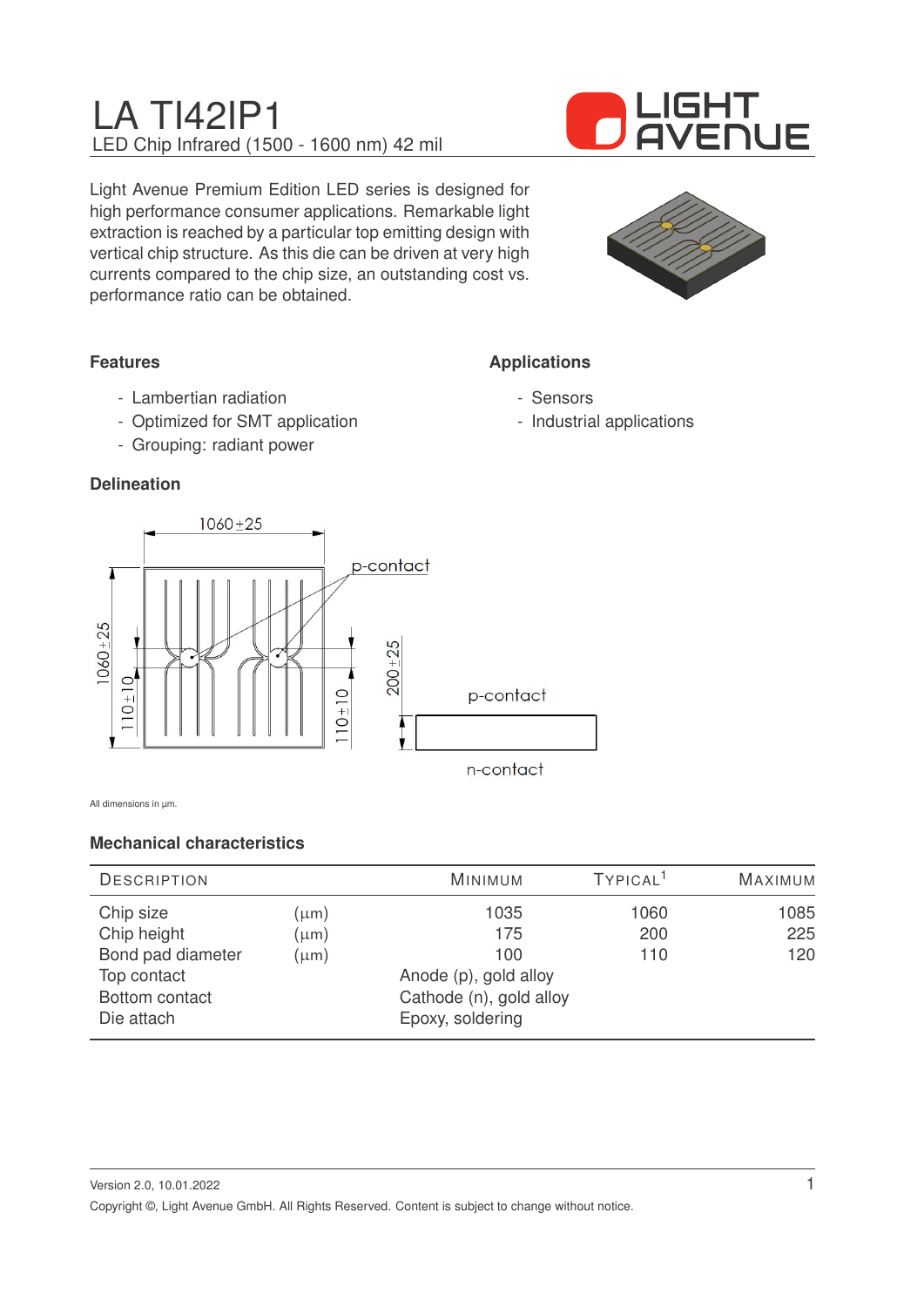# LA TI42IP1

LED Chip Infrared (1500 - 1600 nm) 42 mil

Light Avenue Premium Edition LED series is designed for high performance consumer applications. Remarkable light extraction is reached by a particular top emitting design with vertical chip structure. As this die can be driven at very high currents compared to the chip size, an outstanding cost vs. performance ratio can be obtained.

### Features

- Lambertian radiation
- Optimized for SMT application
- Grouping: radiant power

### Applications

- Sensors
- Industrial applications

### Delineation

1060±25

p-contact

1060±25

110±10

110±10

200±25

p-contact

n-contact

All dimensions in µm.

### Mechanical characteristics

| Description | | Minimum | Typical[1] | Maximum |
|---|---|---|---|---|
| Chip size | (µm) | 1035 | 1060 | 1085 |
| Chip height | (µm) | 175 | 200 | 225 |
| Bond pad diameter | (µm) | 100 | 110 | 120 |
| Top contact | | Anode (p), gold alloy | | |
| Bottom contact | | Cathode (n), gold alloy | | |
| Die attach | | Epoxy, soldering | | |

Version 2.0, 10.01.2022

Copyright ©, Light Avenue GmbH. All Rights Reserved. Content is subject to change without notice.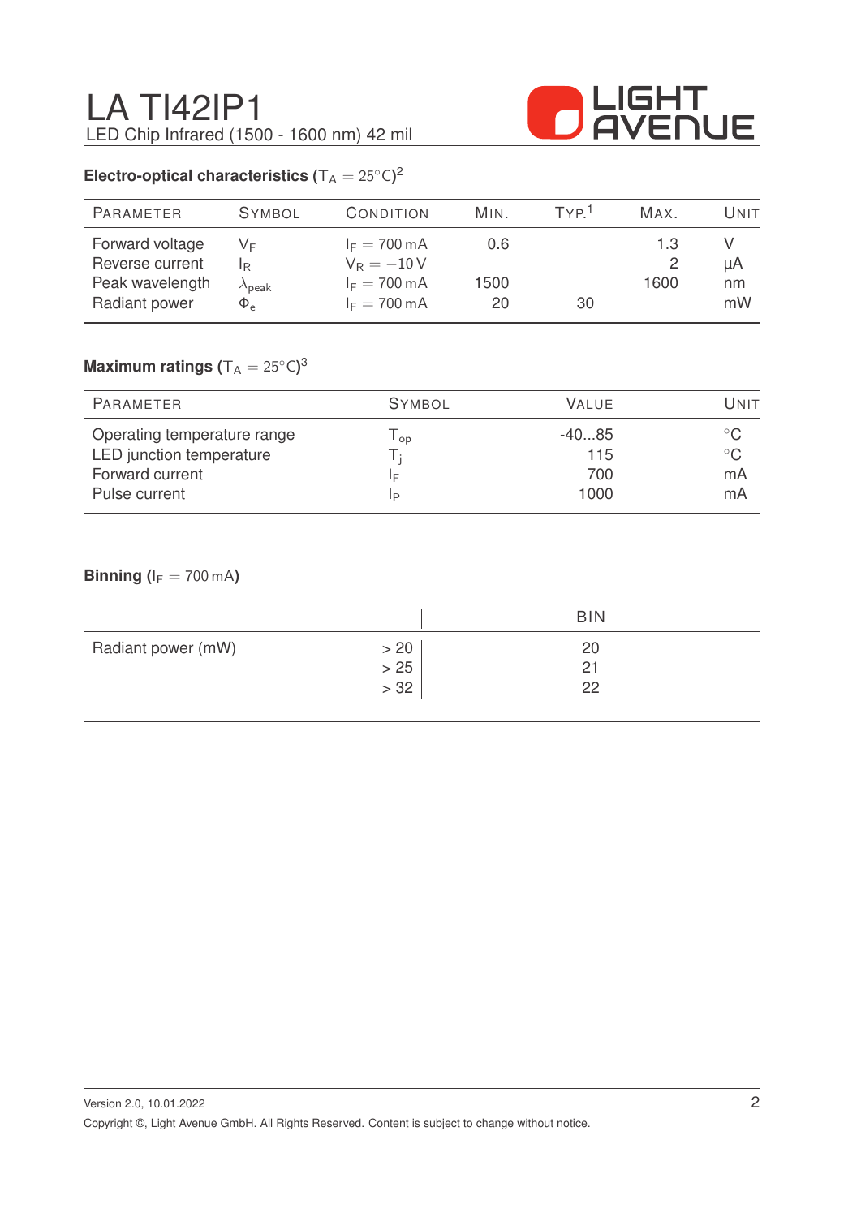# LA TI42IP1

LED Chip Infrared (1500 - 1600 nm) 42 mil

## Electro-optical characteristics ($T_A = 25°C$)[2]

| Parameter | Symbol | Condition | Min. | Typ.[1] | Max. | Unit |
|---|---|---|---|---|---|---|
| Forward voltage | $V_F$ | $I_F = 700\,mA$ | 0.6 | | 1.3 | V |
| Reverse current | $I_R$ | $V_R = -10\,V$ | | | 2 | µA |
| Peak wavelength | $\lambda_{peak}$ | $I_F = 700\,mA$ | 1500 | | 1600 | nm |
| Radiant power | $\Phi_e$ | $I_F = 700\,mA$ | 20 | 30 | | mW |

## Maximum ratings ($T_A = 25°C$)[3]

| Parameter | Symbol | Value | Unit |
|---|---|---|---|
| Operating temperature range | $T_{op}$ | -40...85 | °C |
| LED junction temperature | $T_j$ | 115 | °C |
| Forward current | $I_F$ | 700 | mA |
| Pulse current | $I_P$ | 1000 | mA |

## Binning ($I_F = 700\,mA$)

| | | BIN |
|---|---|---|
| Radiant power (mW) | > 20 | 20 |
| | > 25 | 21 |
| | > 32 | 22 |

Version 2.0, 10.01.2022

Copyright ©, Light Avenue GmbH. All Rights Reserved. Content is subject to change without notice.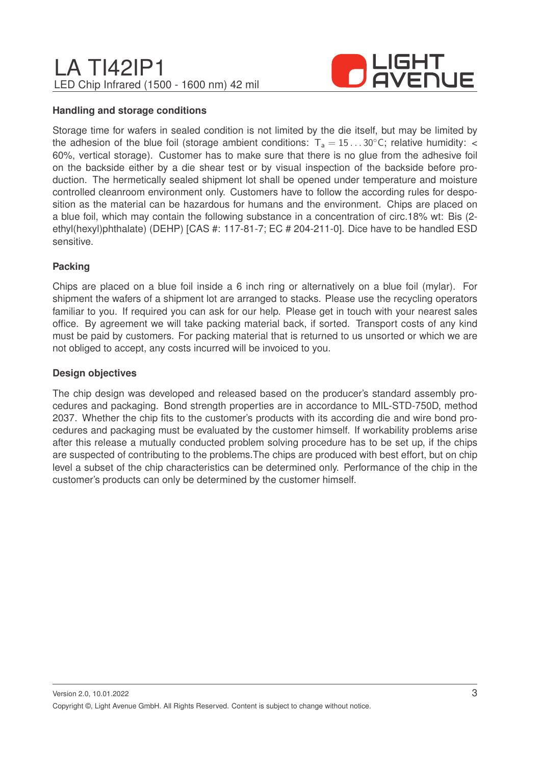## Handling and storage conditions

Storage time for wafers in sealed condition is not limited by the die itself, but may be limited by the adhesion of the blue foil (storage ambient conditions: $T_a = 15 \ldots 30°C$; relative humidity: < 60%, vertical storage). Customer has to make sure that there is no glue from the adhesive foil on the backside either by a die shear test or by visual inspection of the backside before production. The hermetically sealed shipment lot shall be opened under temperature and moisture controlled cleanroom environment only. Customers have to follow the according rules for desposition as the material can be hazardous for humans and the environment. Chips are placed on a blue foil, which may contain the following substance in a concentration of circ.18% wt: Bis (2-ethyl(hexyl)phthalate) (DEHP) [CAS #: 117-81-7; EC # 204-211-0]. Dice have to be handled ESD sensitive.

## Packing

Chips are placed on a blue foil inside a 6 inch ring or alternatively on a blue foil (mylar). For shipment the wafers of a shipment lot are arranged to stacks. Please use the recycling operators familiar to you. If required you can ask for our help. Please get in touch with your nearest sales office. By agreement we will take packing material back, if sorted. Transport costs of any kind must be paid by customers. For packing material that is returned to us unsorted or which we are not obliged to accept, any costs incurred will be invoiced to you.

## Design objectives

The chip design was developed and released based on the producer's standard assembly procedures and packaging. Bond strength properties are in accordance to MIL-STD-750D, method 2037. Whether the chip fits to the customer's products with its according die and wire bond procedures and packaging must be evaluated by the customer himself. If workability problems arise after this release a mutually conducted problem solving procedure has to be set up, if the chips are suspected of contributing to the problems.The chips are produced with best effort, but on chip level a subset of the chip characteristics can be determined only. Performance of the chip in the customer's products can only be determined by the customer himself.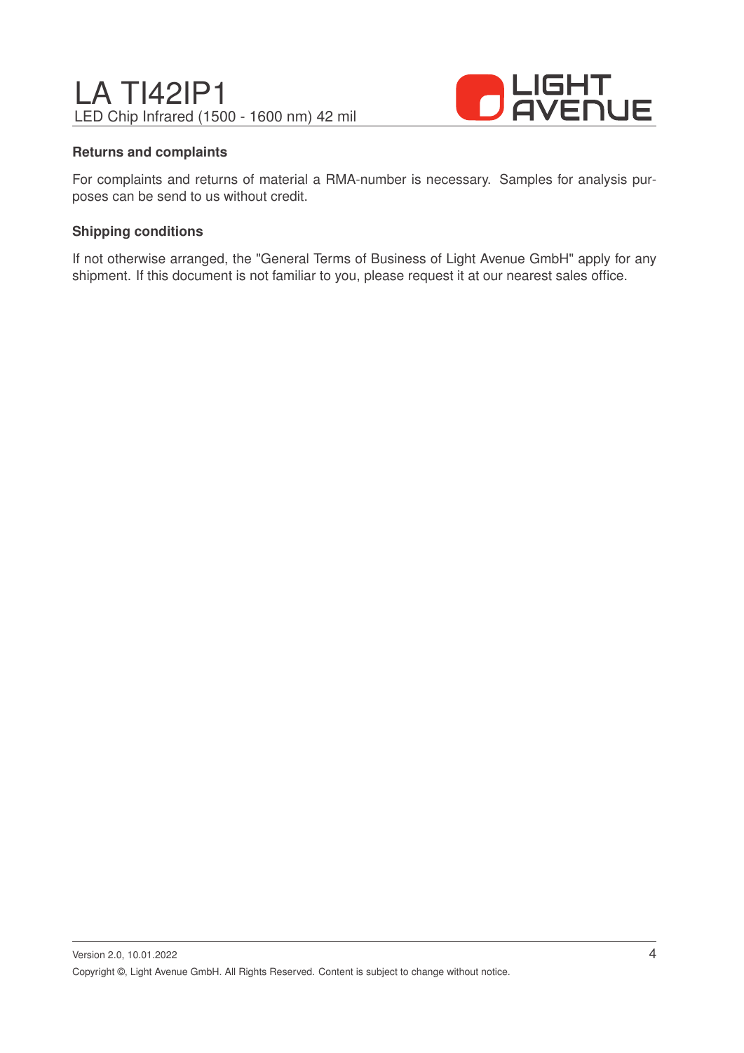### Returns and complaints

For complaints and returns of material a RMA-number is necessary. Samples for analysis purposes can be send to us without credit.

### Shipping conditions

If not otherwise arranged, the "General Terms of Business of Light Avenue GmbH" apply for any shipment. If this document is not familiar to you, please request it at our nearest sales office.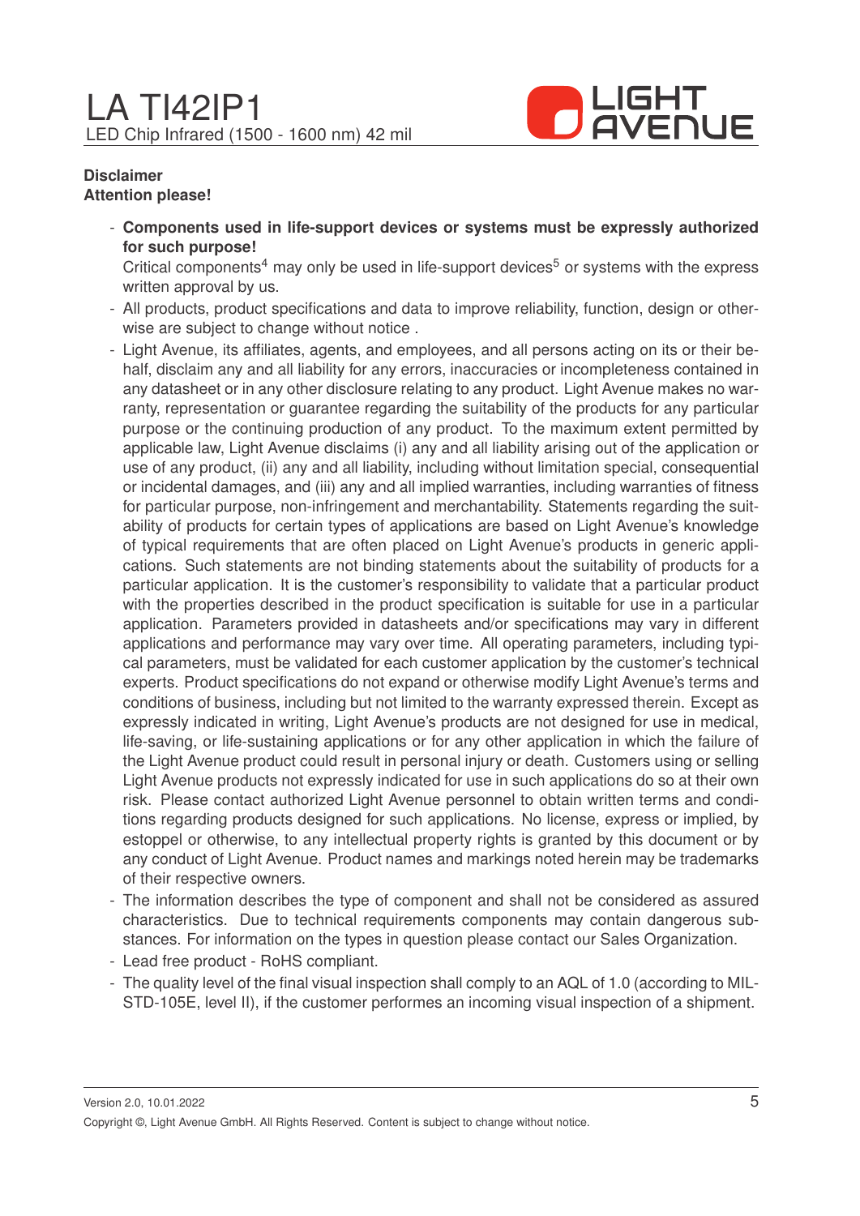**Disclaimer**

**Attention please!**

- **Components used in life-support devices or systems must be expressly authorized for such purpose!**
  Critical components[4] may only be used in life-support devices[5] or systems with the express written approval by us.
- All products, product specifications and data to improve reliability, function, design or otherwise are subject to change without notice .
- Light Avenue, its affiliates, agents, and employees, and all persons acting on its or their behalf, disclaim any and all liability for any errors, inaccuracies or incompleteness contained in any datasheet or in any other disclosure relating to any product. Light Avenue makes no warranty, representation or guarantee regarding the suitability of the products for any particular purpose or the continuing production of any product. To the maximum extent permitted by applicable law, Light Avenue disclaims (i) any and all liability arising out of the application or use of any product, (ii) any and all liability, including without limitation special, consequential or incidental damages, and (iii) any and all implied warranties, including warranties of fitness for particular purpose, non-infringement and merchantability. Statements regarding the suitability of products for certain types of applications are based on Light Avenue's knowledge of typical requirements that are often placed on Light Avenue's products in generic applications. Such statements are not binding statements about the suitability of products for a particular application. It is the customer's responsibility to validate that a particular product with the properties described in the product specification is suitable for use in a particular application. Parameters provided in datasheets and/or specifications may vary in different applications and performance may vary over time. All operating parameters, including typical parameters, must be validated for each customer application by the customer's technical experts. Product specifications do not expand or otherwise modify Light Avenue's terms and conditions of business, including but not limited to the warranty expressed therein. Except as expressly indicated in writing, Light Avenue's products are not designed for use in medical, life-saving, or life-sustaining applications or for any other application in which the failure of the Light Avenue product could result in personal injury or death. Customers using or selling Light Avenue products not expressly indicated for use in such applications do so at their own risk. Please contact authorized Light Avenue personnel to obtain written terms and conditions regarding products designed for such applications. No license, express or implied, by estoppel or otherwise, to any intellectual property rights is granted by this document or by any conduct of Light Avenue. Product names and markings noted herein may be trademarks of their respective owners.
- The information describes the type of component and shall not be considered as assured characteristics. Due to technical requirements components may contain dangerous substances. For information on the types in question please contact our Sales Organization.
- Lead free product - RoHS compliant.
- The quality level of the final visual inspection shall comply to an AQL of 1.0 (according to MIL-STD-105E, level II), if the customer performes an incoming visual inspection of a shipment.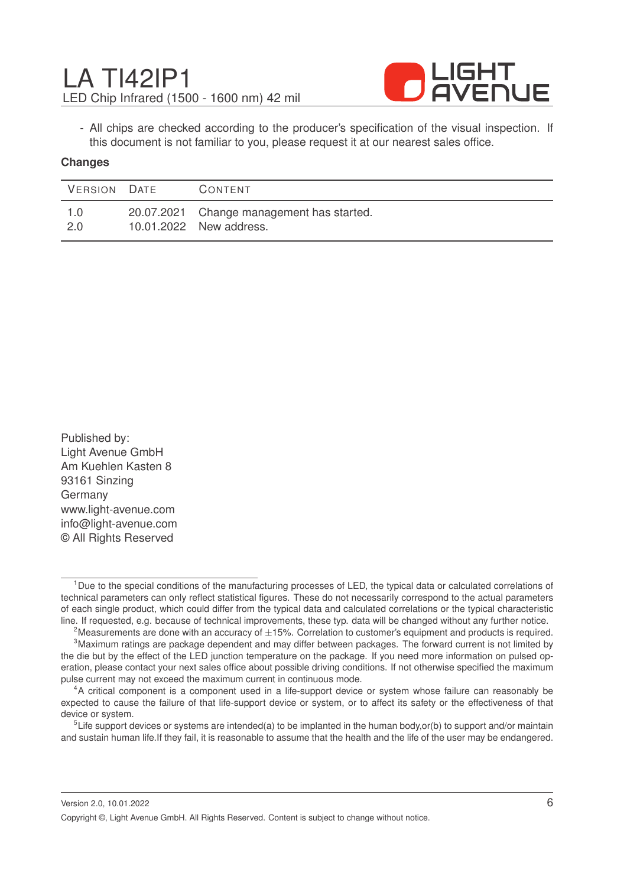- All chips are checked according to the producer's specification of the visual inspection. If this document is not familiar to you, please request it at our nearest sales office.

## Changes

| Version | Date | Content |
|---|---|---|
| 1.0 | 20.07.2021 | Change management has started. |
| 2.0 | 10.01.2022 | New address. |

Published by:
Light Avenue GmbH
Am Kuehlen Kasten 8
93161 Sinzing
Germany
www.light-avenue.com
info@light-avenue.com
© All Rights Reserved

[1] Due to the special conditions of the manufacturing processes of LED, the typical data or calculated correlations of technical parameters can only reflect statistical figures. These do not necessarily correspond to the actual parameters of each single product, which could differ from the typical data and calculated correlations or the typical characteristic line. If requested, e.g. because of technical improvements, these typ. data will be changed without any further notice.

[2] Measurements are done with an accuracy of $\pm$15%. Correlation to customer's equipment and products is required.

[3] Maximum ratings are package dependent and may differ between packages. The forward current is not limited by the die but by the effect of the LED junction temperature on the package. If you need more information on pulsed operation, please contact your next sales office about possible driving conditions. If not otherwise specified the maximum pulse current may not exceed the maximum current in continuous mode.

[4] A critical component is a component used in a life-support device or system whose failure can reasonably be expected to cause the failure of that life-support device or system, or to affect its safety or the effectiveness of that device or system.

[5] Life support devices or systems are intended(a) to be implanted in the human body,or(b) to support and/or maintain and sustain human life.If they fail, it is reasonable to assume that the health and the life of the user may be endangered.